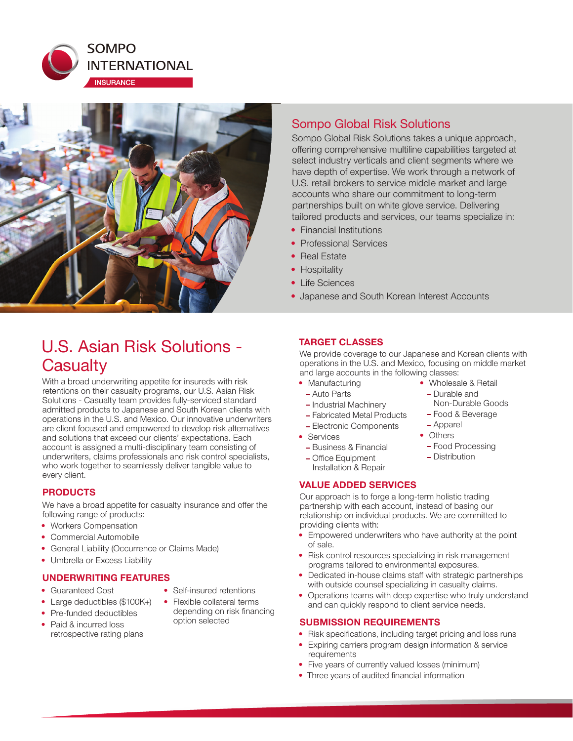SOMPO INTERNATIONAL

INSURANCE

## Sompo Global Risk Solutions

Sompo Global Risk Solutions takes a unique approach, offering comprehensive multiline capabilities targeted at select industry verticals and client segments where we have depth of expertise. We work through a network of U.S. retail brokers to service middle market and large accounts who share our commitment to long-term partnerships built on white glove service. Delivering tailored products and services, our teams specialize in:

- Financial Institutions
- Professional Services
- Real Estate
- Hospitality
- Life Sciences
- Japanese and South Korean Interest Accounts

# U.S. Asian Risk Solutions - Casualty

With a broad underwriting appetite for insureds with risk retentions on their casualty programs, our U.S. Asian Risk Solutions - Casualty team provides fully-serviced standard admitted products to Japanese and South Korean clients with operations in the U.S. and Mexico. Our innovative underwriters are client focused and empowered to develop risk alternatives and solutions that exceed our clients' expectations. Each account is assigned a multi-disciplinary team consisting of underwriters, claims professionals and risk control specialists, who work together to seamlessly deliver tangible value to every client.

### PRODUCTS

We have a broad appetite for casualty insurance and offer the following range of products:

- Workers Compensation
- Commercial Automobile
- General Liability (Occurrence or Claims Made)
- Umbrella or Excess Liability

### UNDERWRITING FEATURES

- Guaranteed Cost
- Large deductibles ($100K+)
- Pre-funded deductibles
- Paid & incurred loss retrospective rating plans
- Self-insured retentions
- Flexible collateral terms depending on risk financing option selected

### TARGET CLASSES

We provide coverage to our Japanese and Korean clients with operations in the U.S. and Mexico, focusing on middle market and large accounts in the following classes:

- Manufacturing
  - Auto Parts
  - Industrial Machinery
  - Fabricated Metal Products
  - Electronic Components
- Services
  - Business & Financial
  - Office Equipment Installation & Repair
- Wholesale & Retail
  - Durable and Non-Durable Goods
  - Food & Beverage
  - Apparel
- Others
  - Food Processing
  - Distribution

### VALUE ADDED SERVICES

Our approach is to forge a long-term holistic trading partnership with each account, instead of basing our relationship on individual products. We are committed to providing clients with:

- Empowered underwriters who have authority at the point of sale.
- Risk control resources specializing in risk management programs tailored to environmental exposures.
- Dedicated in-house claims staff with strategic partnerships with outside counsel specializing in casualty claims.
- Operations teams with deep expertise who truly understand and can quickly respond to client service needs.

### SUBMISSION REQUIREMENTS

- Risk specifications, including target pricing and loss runs
- Expiring carriers program design information & service requirements
- Five years of currently valued losses (minimum)
- Three years of audited financial information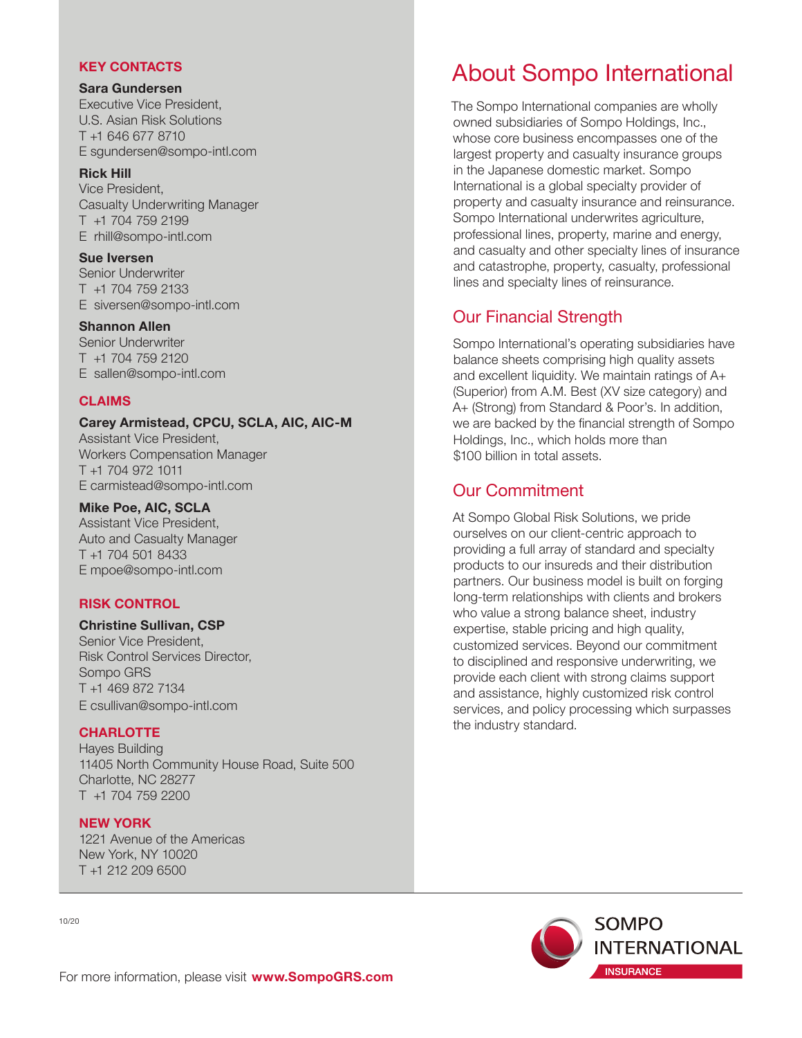## KEY CONTACTS

**Sara Gundersen**
Executive Vice President,
U.S. Asian Risk Solutions
T +1 646 677 8710
E sgundersen@sompo-intl.com

**Rick Hill**
Vice President,
Casualty Underwriting Manager
T +1 704 759 2199
E rhill@sompo-intl.com

**Sue Iversen**
Senior Underwriter
T +1 704 759 2133
E siversen@sompo-intl.com

**Shannon Allen**
Senior Underwriter
T +1 704 759 2120
E sallen@sompo-intl.com

## CLAIMS

**Carey Armistead, CPCU, SCLA, AIC, AIC-M**
Assistant Vice President,
Workers Compensation Manager
T +1 704 972 1011
E carmistead@sompo-intl.com

**Mike Poe, AIC, SCLA**
Assistant Vice President,
Auto and Casualty Manager
T +1 704 501 8433
E mpoe@sompo-intl.com

## RISK CONTROL

**Christine Sullivan, CSP**
Senior Vice President,
Risk Control Services Director,
Sompo GRS
T +1 469 872 7134
E csullivan@sompo-intl.com

## CHARLOTTE

Hayes Building
11405 North Community House Road, Suite 500
Charlotte, NC 28277
T +1 704 759 2200

## NEW YORK

1221 Avenue of the Americas
New York, NY 10020
T +1 212 209 6500

# About Sompo International

The Sompo International companies are wholly owned subsidiaries of Sompo Holdings, Inc., whose core business encompasses one of the largest property and casualty insurance groups in the Japanese domestic market. Sompo International is a global specialty provider of property and casualty insurance and reinsurance. Sompo International underwrites agriculture, professional lines, property, marine and energy, and casualty and other specialty lines of insurance and catastrophe, property, casualty, professional lines and specialty lines of reinsurance.

## Our Financial Strength

Sompo International's operating subsidiaries have balance sheets comprising high quality assets and excellent liquidity. We maintain ratings of A+ (Superior) from A.M. Best (XV size category) and A+ (Strong) from Standard & Poor's. In addition, we are backed by the financial strength of Sompo Holdings, Inc., which holds more than $100 billion in total assets.

## Our Commitment

At Sompo Global Risk Solutions, we pride ourselves on our client-centric approach to providing a full array of standard and specialty products to our insureds and their distribution partners. Our business model is built on forging long-term relationships with clients and brokers who value a strong balance sheet, industry expertise, stable pricing and high quality, customized services. Beyond our commitment to disciplined and responsive underwriting, we provide each client with strong claims support and assistance, highly customized risk control services, and policy processing which surpasses the industry standard.

10/20

For more information, please visit **www.SompoGRS.com**

SOMPO INTERNATIONAL
INSURANCE